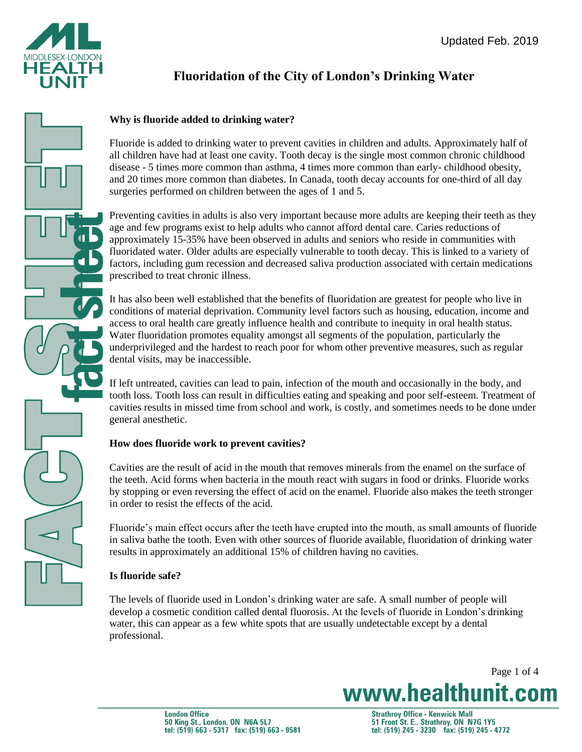Updated Feb. 2019

# Fluoridation of the City of London's Drinking Water

### Why is fluoride added to drinking water?

Fluoride is added to drinking water to prevent cavities in children and adults. Approximately half of all children have had at least one cavity. Tooth decay is the single most common chronic childhood disease - 5 times more common than asthma, 4 times more common than early- childhood obesity, and 20 times more common than diabetes. In Canada, tooth decay accounts for one-third of all day surgeries performed on children between the ages of 1 and 5.

Preventing cavities in adults is also very important because more adults are keeping their teeth as they age and few programs exist to help adults who cannot afford dental care. Caries reductions of approximately 15-35% have been observed in adults and seniors who reside in communities with fluoridated water. Older adults are especially vulnerable to tooth decay. This is linked to a variety of factors, including gum recession and decreased saliva production associated with certain medications prescribed to treat chronic illness.

It has also been well established that the benefits of fluoridation are greatest for people who live in conditions of material deprivation. Community level factors such as housing, education, income and access to oral health care greatly influence health and contribute to inequity in oral health status. Water fluoridation promotes equality amongst all segments of the population, particularly the underprivileged and the hardest to reach poor for whom other preventive measures, such as regular dental visits, may be inaccessible.

If left untreated, cavities can lead to pain, infection of the mouth and occasionally in the body, and tooth loss. Tooth loss can result in difficulties eating and speaking and poor self-esteem. Treatment of cavities results in missed time from school and work, is costly, and sometimes needs to be done under general anesthetic.

### How does fluoride work to prevent cavities?

Cavities are the result of acid in the mouth that removes minerals from the enamel on the surface of the teeth. Acid forms when bacteria in the mouth react with sugars in food or drinks. Fluoride works by stopping or even reversing the effect of acid on the enamel. Fluoride also makes the teeth stronger in order to resist the effects of the acid.

Fluoride's main effect occurs after the teeth have erupted into the mouth, as small amounts of fluoride in saliva bathe the tooth. Even with other sources of fluoride available, fluoridation of drinking water results in approximately an additional 15% of children having no cavities.

### Is fluoride safe?

The levels of fluoride used in London's drinking water are safe. A small number of people will develop a cosmetic condition called dental fluorosis. At the levels of fluoride in London's drinking water, this can appear as a few white spots that are usually undetectable except by a dental professional.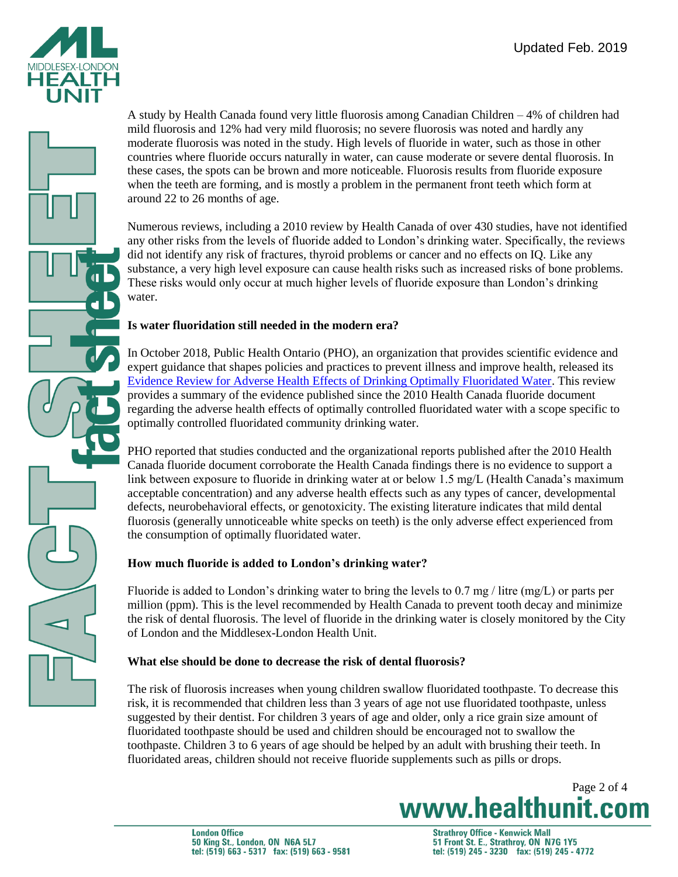A study by Health Canada found very little fluorosis among Canadian Children – 4% of children had mild fluorosis and 12% had very mild fluorosis; no severe fluorosis was noted and hardly any moderate fluorosis was noted in the study. High levels of fluoride in water, such as those in other countries where fluoride occurs naturally in water, can cause moderate or severe dental fluorosis. In these cases, the spots can be brown and more noticeable. Fluorosis results from fluoride exposure when the teeth are forming, and is mostly a problem in the permanent front teeth which form at around 22 to 26 months of age.

Numerous reviews, including a 2010 review by Health Canada of over 430 studies, have not identified any other risks from the levels of fluoride added to London's drinking water. Specifically, the reviews did not identify any risk of fractures, thyroid problems or cancer and no effects on IQ. Like any substance, a very high level exposure can cause health risks such as increased risks of bone problems. These risks would only occur at much higher levels of fluoride exposure than London's drinking water.

**Is water fluoridation still needed in the modern era?**

In October 2018, Public Health Ontario (PHO), an organization that provides scientific evidence and expert guidance that shapes policies and practices to prevent illness and improve health, released its [Evidence Review for Adverse Health Effects of Drinking Optimally Fluoridated Water](). This review provides a summary of the evidence published since the 2010 Health Canada fluoride document regarding the adverse health effects of optimally controlled fluoridated water with a scope specific to optimally controlled fluoridated community drinking water.

PHO reported that studies conducted and the organizational reports published after the 2010 Health Canada fluoride document corroborate the Health Canada findings there is no evidence to support a link between exposure to fluoride in drinking water at or below 1.5 mg/L (Health Canada's maximum acceptable concentration) and any adverse health effects such as any types of cancer, developmental defects, neurobehavioral effects, or genotoxicity. The existing literature indicates that mild dental fluorosis (generally unnoticeable white specks on teeth) is the only adverse effect experienced from the consumption of optimally fluoridated water.

**How much fluoride is added to London's drinking water?**

Fluoride is added to London's drinking water to bring the levels to 0.7 mg / litre (mg/L) or parts per million (ppm). This is the level recommended by Health Canada to prevent tooth decay and minimize the risk of dental fluorosis. The level of fluoride in the drinking water is closely monitored by the City of London and the Middlesex-London Health Unit.

**What else should be done to decrease the risk of dental fluorosis?**

The risk of fluorosis increases when young children swallow fluoridated toothpaste. To decrease this risk, it is recommended that children less than 3 years of age not use fluoridated toothpaste, unless suggested by their dentist. For children 3 years of age and older, only a rice grain size amount of fluoridated toothpaste should be used and children should be encouraged not to swallow the toothpaste. Children 3 to 6 years of age should be helped by an adult with brushing their teeth. In fluoridated areas, children should not receive fluoride supplements such as pills or drops.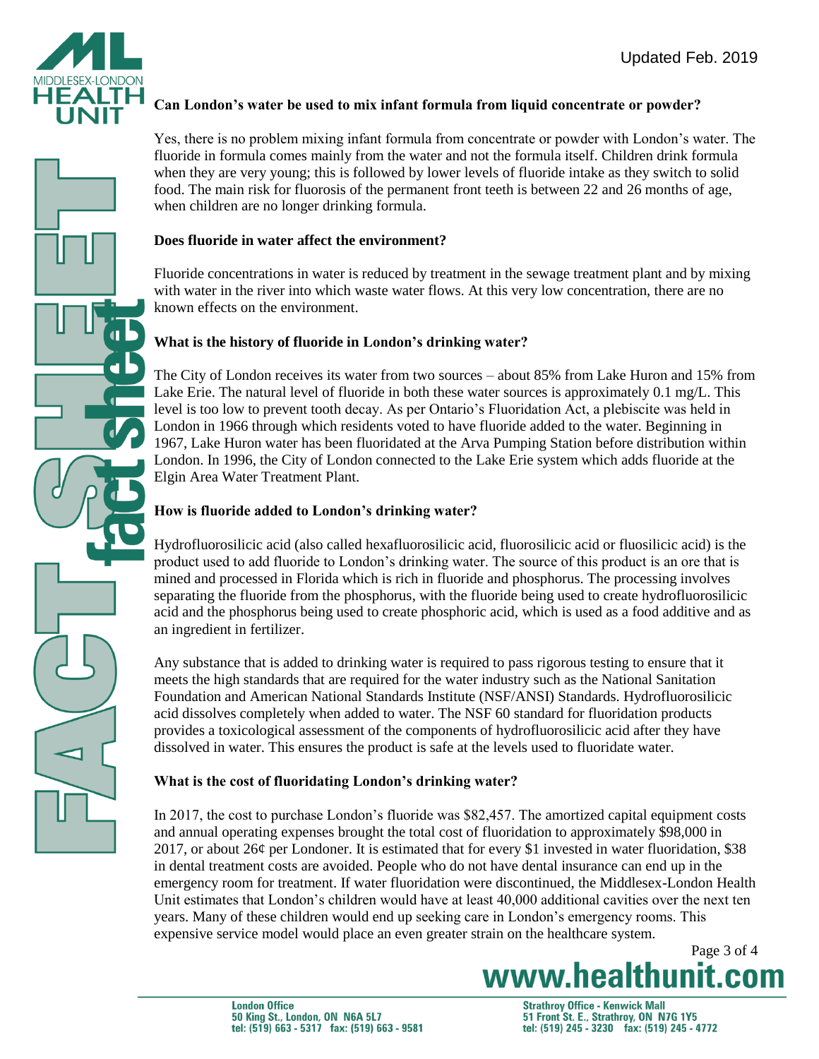## Can London's water be used to mix infant formula from liquid concentrate or powder?

Yes, there is no problem mixing infant formula from concentrate or powder with London's water. The fluoride in formula comes mainly from the water and not the formula itself. Children drink formula when they are very young; this is followed by lower levels of fluoride intake as they switch to solid food. The main risk for fluorosis of the permanent front teeth is between 22 and 26 months of age, when children are no longer drinking formula.

## Does fluoride in water affect the environment?

Fluoride concentrations in water is reduced by treatment in the sewage treatment plant and by mixing with water in the river into which waste water flows. At this very low concentration, there are no known effects on the environment.

## What is the history of fluoride in London's drinking water?

The City of London receives its water from two sources – about 85% from Lake Huron and 15% from Lake Erie. The natural level of fluoride in both these water sources is approximately 0.1 mg/L. This level is too low to prevent tooth decay. As per Ontario's Fluoridation Act, a plebiscite was held in London in 1966 through which residents voted to have fluoride added to the water. Beginning in 1967, Lake Huron water has been fluoridated at the Arva Pumping Station before distribution within London. In 1996, the City of London connected to the Lake Erie system which adds fluoride at the Elgin Area Water Treatment Plant.

## How is fluoride added to London's drinking water?

Hydrofluorosilicic acid (also called hexafluorosilicic acid, fluorosilicic acid or fluosilicic acid) is the product used to add fluoride to London's drinking water. The source of this product is an ore that is mined and processed in Florida which is rich in fluoride and phosphorus. The processing involves separating the fluoride from the phosphorus, with the fluoride being used to create hydrofluorosilicic acid and the phosphorus being used to create phosphoric acid, which is used as a food additive and as an ingredient in fertilizer.

Any substance that is added to drinking water is required to pass rigorous testing to ensure that it meets the high standards that are required for the water industry such as the National Sanitation Foundation and American National Standards Institute (NSF/ANSI) Standards. Hydrofluorosilicic acid dissolves completely when added to water. The NSF 60 standard for fluoridation products provides a toxicological assessment of the components of hydrofluorosilicic acid after they have dissolved in water. This ensures the product is safe at the levels used to fluoridate water.

## What is the cost of fluoridating London's drinking water?

In 2017, the cost to purchase London's fluoride was $82,457. The amortized capital equipment costs and annual operating expenses brought the total cost of fluoridation to approximately $98,000 in 2017, or about 26¢ per Londoner. It is estimated that for every $1 invested in water fluoridation, $38 in dental treatment costs are avoided. People who do not have dental insurance can end up in the emergency room for treatment. If water fluoridation were discontinued, the Middlesex-London Health Unit estimates that London's children would have at least 40,000 additional cavities over the next ten years. Many of these children would end up seeking care in London's emergency rooms. This expensive service model would place an even greater strain on the healthcare system.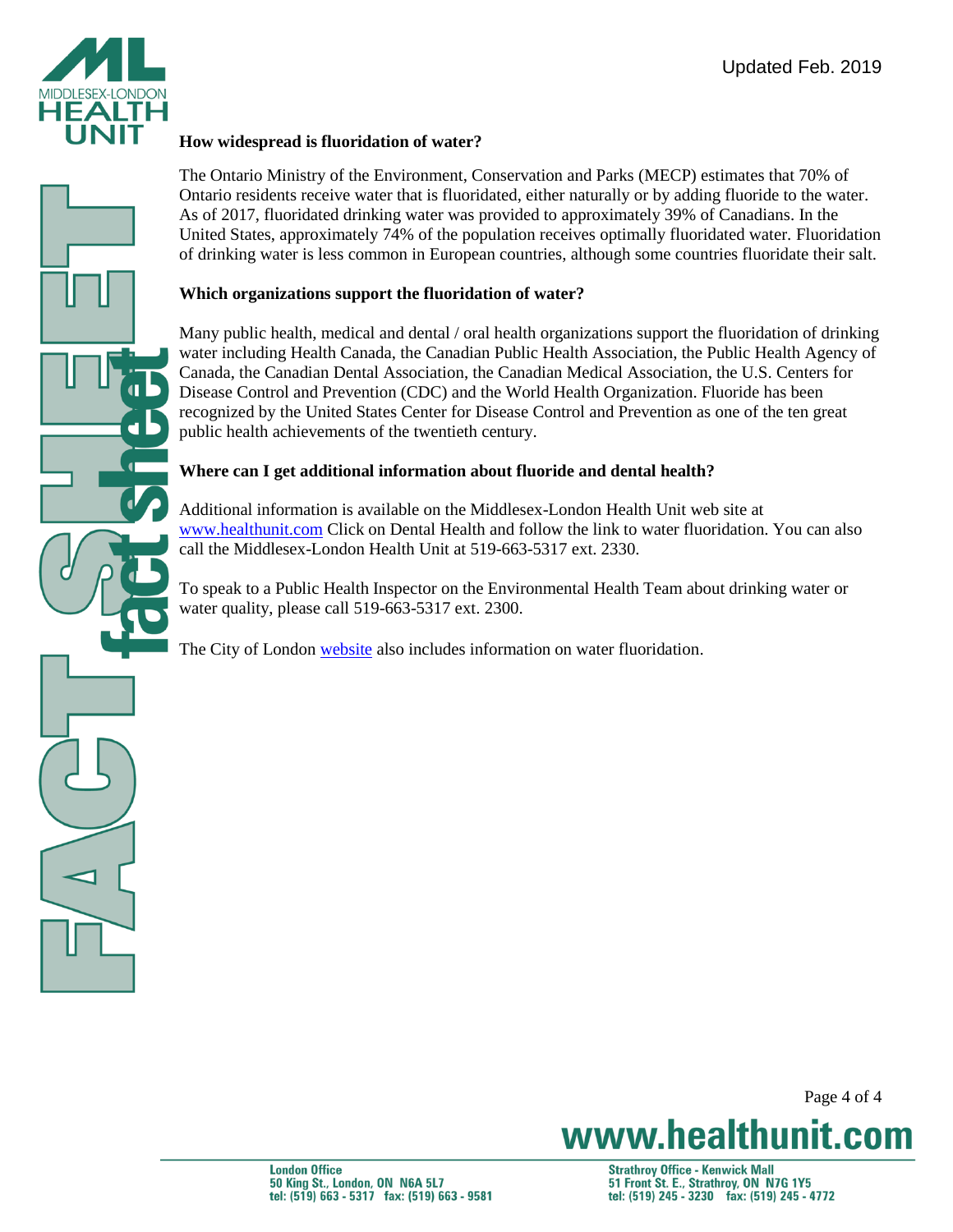### How widespread is fluoridation of water?

The Ontario Ministry of the Environment, Conservation and Parks (MECP) estimates that 70% of Ontario residents receive water that is fluoridated, either naturally or by adding fluoride to the water. As of 2017, fluoridated drinking water was provided to approximately 39% of Canadians. In the United States, approximately 74% of the population receives optimally fluoridated water. Fluoridation of drinking water is less common in European countries, although some countries fluoridate their salt.

### Which organizations support the fluoridation of water?

Many public health, medical and dental / oral health organizations support the fluoridation of drinking water including Health Canada, the Canadian Public Health Association, the Public Health Agency of Canada, the Canadian Dental Association, the Canadian Medical Association, the U.S. Centers for Disease Control and Prevention (CDC) and the World Health Organization. Fluoride has been recognized by the United States Center for Disease Control and Prevention as one of the ten great public health achievements of the twentieth century.

### Where can I get additional information about fluoride and dental health?

Additional information is available on the Middlesex-London Health Unit web site at www.healthunit.com Click on Dental Health and follow the link to water fluoridation. You can also call the Middlesex-London Health Unit at 519-663-5317 ext. 2330.

To speak to a Public Health Inspector on the Environmental Health Team about drinking water or water quality, please call 519-663-5317 ext. 2300.

The City of London website also includes information on water fluoridation.